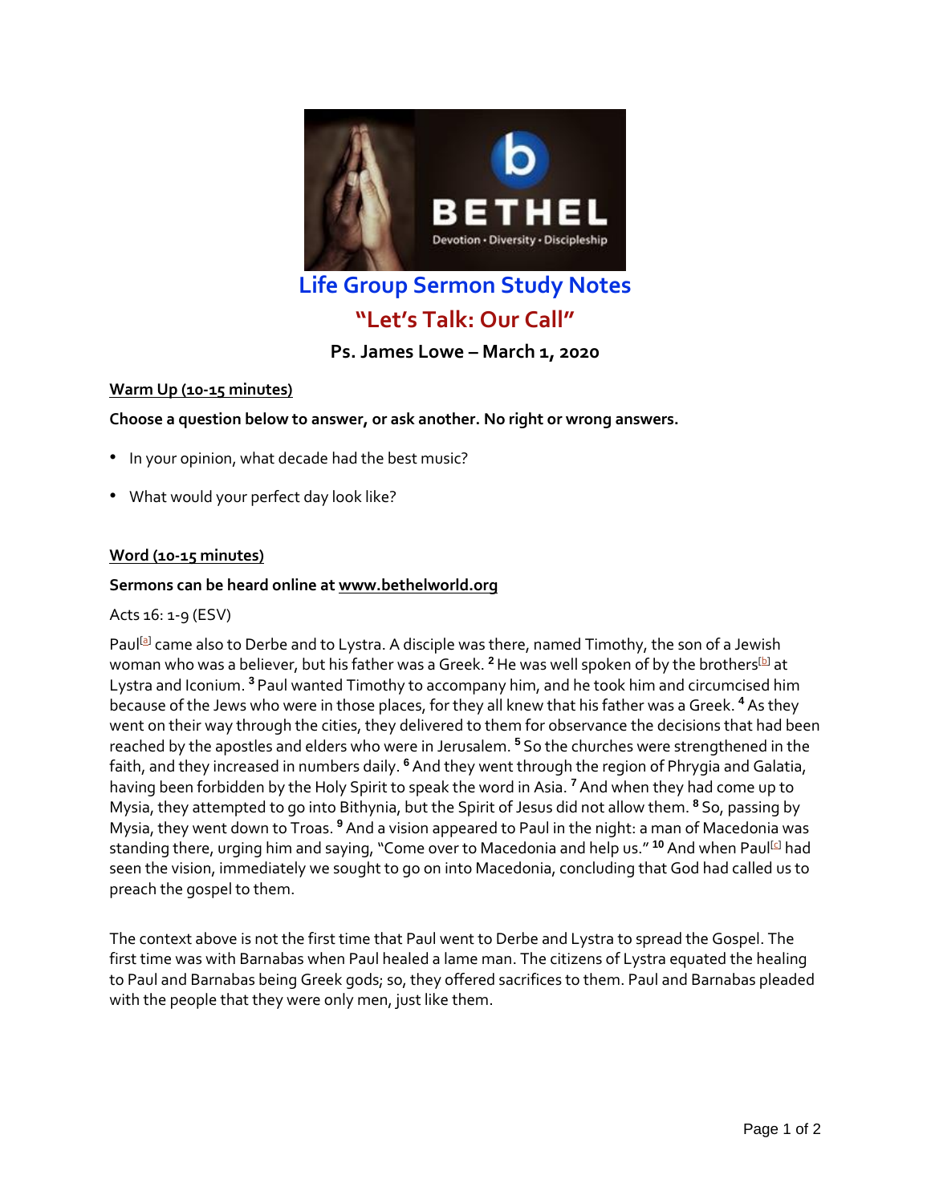# Life Group Sermon Study Notes

## "Let's Talk: Our Call"

### Ps. James Lowe – March 1, 2020

**Warm Up (10-15 minutes)**

**Choose a question below to answer, or ask another. No right or wrong answers.**

- In your opinion, what decade had the best music?
- What would your perfect day look like?

**Word (10-15 minutes)**

**Sermons can be heard online at www.bethelworld.org**

Acts 16: 1-9 (ESV)

Paul[a] came also to Derbe and to Lystra. A disciple was there, named Timothy, the son of a Jewish woman who was a believer, but his father was a Greek. **2** He was well spoken of by the brothers[b] at Lystra and Iconium. **3** Paul wanted Timothy to accompany him, and he took him and circumcised him because of the Jews who were in those places, for they all knew that his father was a Greek. **4** As they went on their way through the cities, they delivered to them for observance the decisions that had been reached by the apostles and elders who were in Jerusalem. **5** So the churches were strengthened in the faith, and they increased in numbers daily. **6** And they went through the region of Phrygia and Galatia, having been forbidden by the Holy Spirit to speak the word in Asia. **7** And when they had come up to Mysia, they attempted to go into Bithynia, but the Spirit of Jesus did not allow them. **8** So, passing by Mysia, they went down to Troas. **9** And a vision appeared to Paul in the night: a man of Macedonia was standing there, urging him and saying, "Come over to Macedonia and help us." **10** And when Paul[c] had seen the vision, immediately we sought to go on into Macedonia, concluding that God had called us to preach the gospel to them.

The context above is not the first time that Paul went to Derbe and Lystra to spread the Gospel. The first time was with Barnabas when Paul healed a lame man. The citizens of Lystra equated the healing to Paul and Barnabas being Greek gods; so, they offered sacrifices to them. Paul and Barnabas pleaded with the people that they were only men, just like them.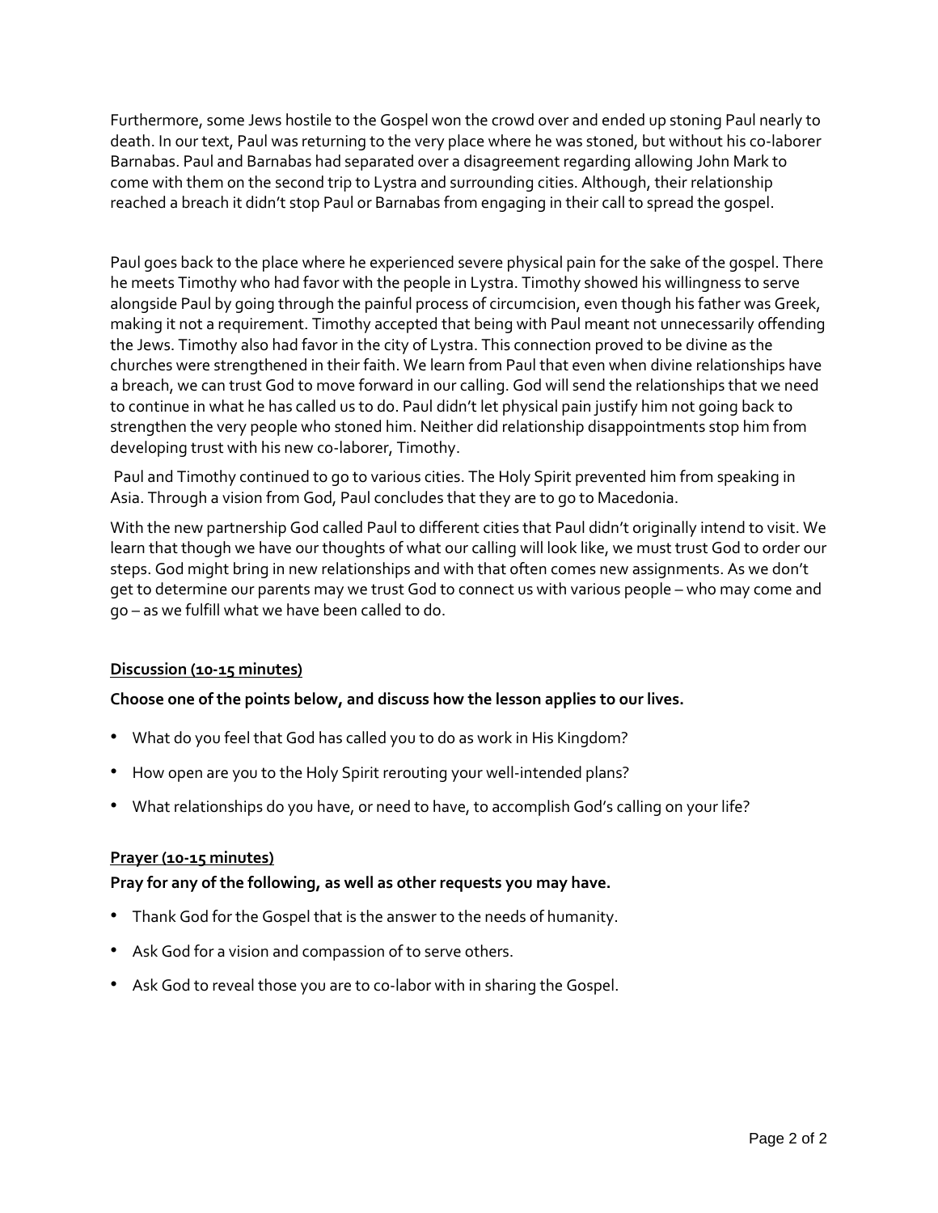Furthermore, some Jews hostile to the Gospel won the crowd over and ended up stoning Paul nearly to death. In our text, Paul was returning to the very place where he was stoned, but without his co-laborer Barnabas. Paul and Barnabas had separated over a disagreement regarding allowing John Mark to come with them on the second trip to Lystra and surrounding cities. Although, their relationship reached a breach it didn't stop Paul or Barnabas from engaging in their call to spread the gospel.

Paul goes back to the place where he experienced severe physical pain for the sake of the gospel. There he meets Timothy who had favor with the people in Lystra. Timothy showed his willingness to serve alongside Paul by going through the painful process of circumcision, even though his father was Greek, making it not a requirement. Timothy accepted that being with Paul meant not unnecessarily offending the Jews. Timothy also had favor in the city of Lystra. This connection proved to be divine as the churches were strengthened in their faith. We learn from Paul that even when divine relationships have a breach, we can trust God to move forward in our calling. God will send the relationships that we need to continue in what he has called us to do. Paul didn't let physical pain justify him not going back to strengthen the very people who stoned him. Neither did relationship disappointments stop him from developing trust with his new co-laborer, Timothy.

Paul and Timothy continued to go to various cities. The Holy Spirit prevented him from speaking in Asia. Through a vision from God, Paul concludes that they are to go to Macedonia.

With the new partnership God called Paul to different cities that Paul didn't originally intend to visit. We learn that though we have our thoughts of what our calling will look like, we must trust God to order our steps. God might bring in new relationships and with that often comes new assignments. As we don't get to determine our parents may we trust God to connect us with various people – who may come and go – as we fulfill what we have been called to do.

**Discussion (10-15 minutes)**

**Choose one of the points below, and discuss how the lesson applies to our lives.**

- What do you feel that God has called you to do as work in His Kingdom?
- How open are you to the Holy Spirit rerouting your well-intended plans?
- What relationships do you have, or need to have, to accomplish God's calling on your life?

**Prayer (10-15 minutes)**

**Pray for any of the following, as well as other requests you may have.**

- Thank God for the Gospel that is the answer to the needs of humanity.
- Ask God for a vision and compassion of to serve others.
- Ask God to reveal those you are to co-labor with in sharing the Gospel.